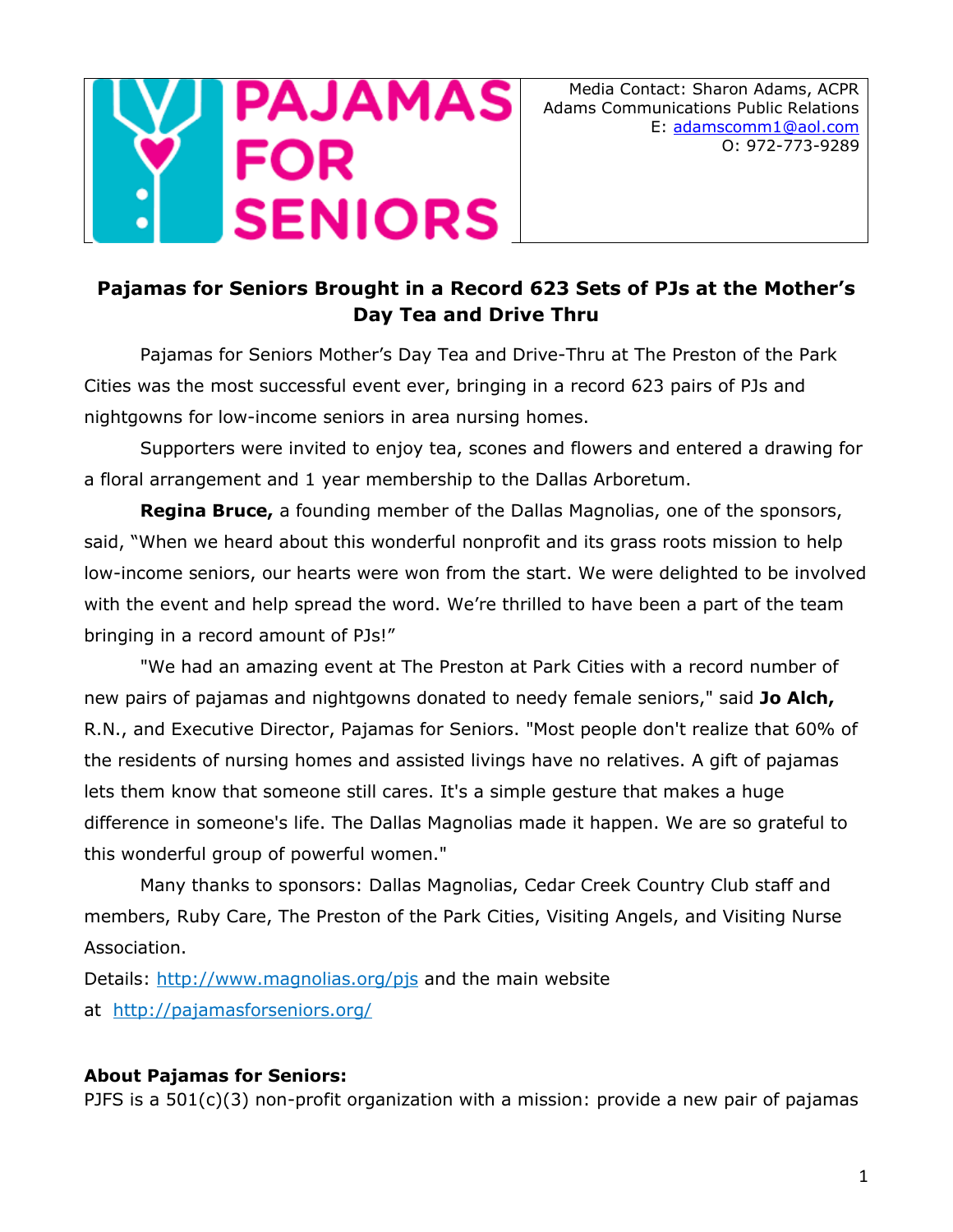PAJAMAS FOR SENIORS

Media Contact: Sharon Adams, ACPR
Adams Communications Public Relations
E: adamscomm1@aol.com
O: 972-773-9289

## Pajamas for Seniors Brought in a Record 623 Sets of PJs at the Mother's Day Tea and Drive Thru

Pajamas for Seniors Mother's Day Tea and Drive-Thru at The Preston of the Park Cities was the most successful event ever, bringing in a record 623 pairs of PJs and nightgowns for low-income seniors in area nursing homes.

Supporters were invited to enjoy tea, scones and flowers and entered a drawing for a floral arrangement and 1 year membership to the Dallas Arboretum.

**Regina Bruce,** a founding member of the Dallas Magnolias, one of the sponsors, said, "When we heard about this wonderful nonprofit and its grass roots mission to help low-income seniors, our hearts were won from the start. We were delighted to be involved with the event and help spread the word. We're thrilled to have been a part of the team bringing in a record amount of PJs!"

"We had an amazing event at The Preston at Park Cities with a record number of new pairs of pajamas and nightgowns donated to needy female seniors," said **Jo Alch,** R.N., and Executive Director, Pajamas for Seniors. "Most people don't realize that 60% of the residents of nursing homes and assisted livings have no relatives. A gift of pajamas lets them know that someone still cares. It's a simple gesture that makes a huge difference in someone's life. The Dallas Magnolias made it happen. We are so grateful to this wonderful group of powerful women."

Many thanks to sponsors: Dallas Magnolias, Cedar Creek Country Club staff and members, Ruby Care, The Preston of the Park Cities, Visiting Angels, and Visiting Nurse Association.

Details: http://www.magnolias.org/pjs and the main website at http://pajamasforseniors.org/

**About Pajamas for Seniors:**
PJFS is a 501(c)(3) non-profit organization with a mission: provide a new pair of pajamas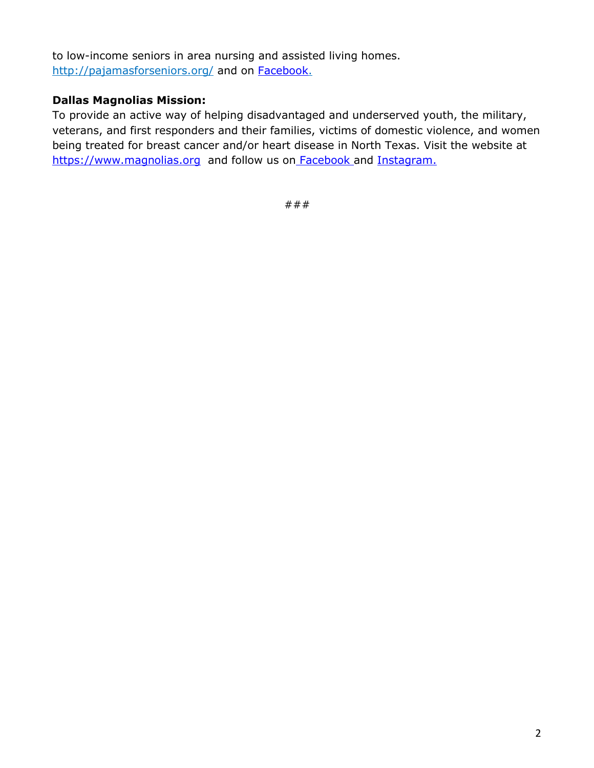to low-income seniors in area nursing and assisted living homes.
http://pajamasforseniors.org/ and on Facebook.

**Dallas Magnolias Mission:**
To provide an active way of helping disadvantaged and underserved youth, the military, veterans, and first responders and their families, victims of domestic violence, and women being treated for breast cancer and/or heart disease in North Texas. Visit the website at https://www.magnolias.org and follow us on Facebook and Instagram.

###